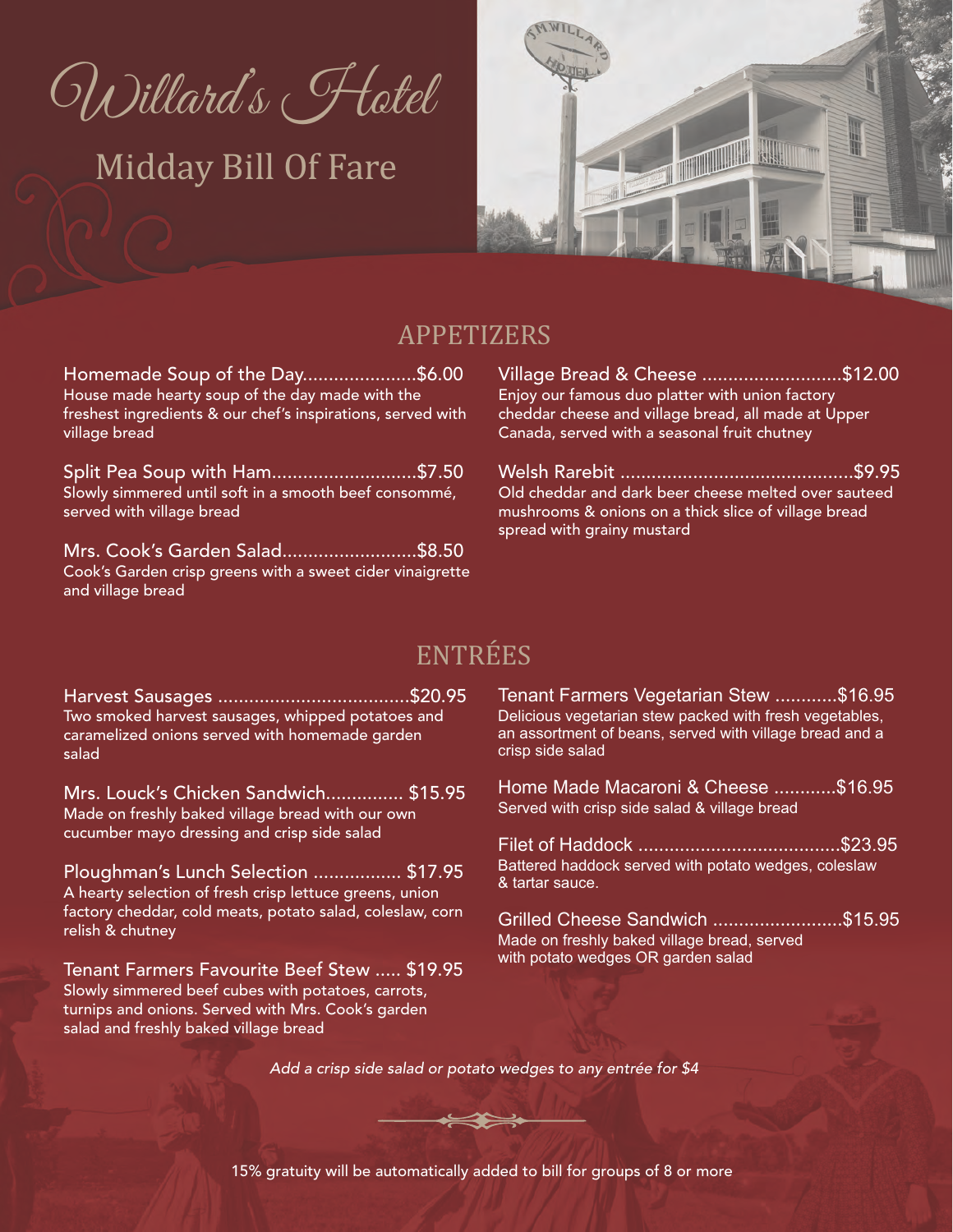# Willard's Hotel

## Midday Bill Of Fare

## APPETIZERS

Homemade Soup of the Day......................$6.00
House made hearty soup of the day made with the freshest ingredients & our chef's inspirations, served with village bread

Split Pea Soup with Ham............................$7.50
Slowly simmered until soft in a smooth beef consommé, served with village bread

Mrs. Cook's Garden Salad..........................$8.50
Cook's Garden crisp greens with a sweet cider vinaigrette and village bread

Village Bread & Cheese ...........................$12.00
Enjoy our famous duo platter with union factory cheddar cheese and village bread, all made at Upper Canada, served with a seasonal fruit chutney

Welsh Rarebit .............................................$9.95
Old cheddar and dark beer cheese melted over sauteed mushrooms & onions on a thick slice of village bread spread with grainy mustard

## ENTRÉES

Harvest Sausages .....................................$20.95
Two smoked harvest sausages, whipped potatoes and caramelized onions served with homemade garden salad

Mrs. Louck's Chicken Sandwich............... $15.95
Made on freshly baked village bread with our own cucumber mayo dressing and crisp side salad

Ploughman's Lunch Selection ................. $17.95
A hearty selection of fresh crisp lettuce greens, union factory cheddar, cold meats, potato salad, coleslaw, corn relish & chutney

Tenant Farmers Favourite Beef Stew ..... $19.95
Slowly simmered beef cubes with potatoes, carrots, turnips and onions. Served with Mrs. Cook's garden salad and freshly baked village bread

Tenant Farmers Vegetarian Stew ............$16.95
Delicious vegetarian stew packed with fresh vegetables, an assortment of beans, served with village bread and a crisp side salad

Home Made Macaroni & Cheese ............$16.95
Served with crisp side salad & village bread

Filet of Haddock .......................................$23.95
Battered haddock served with potato wedges, coleslaw & tartar sauce.

Grilled Cheese Sandwich .........................$15.95
Made on freshly baked village bread, served with potato wedges OR garden salad

*Add a crisp side salad or potato wedges to any entrée for $4*

15% gratuity will be automatically added to bill for groups of 8 or more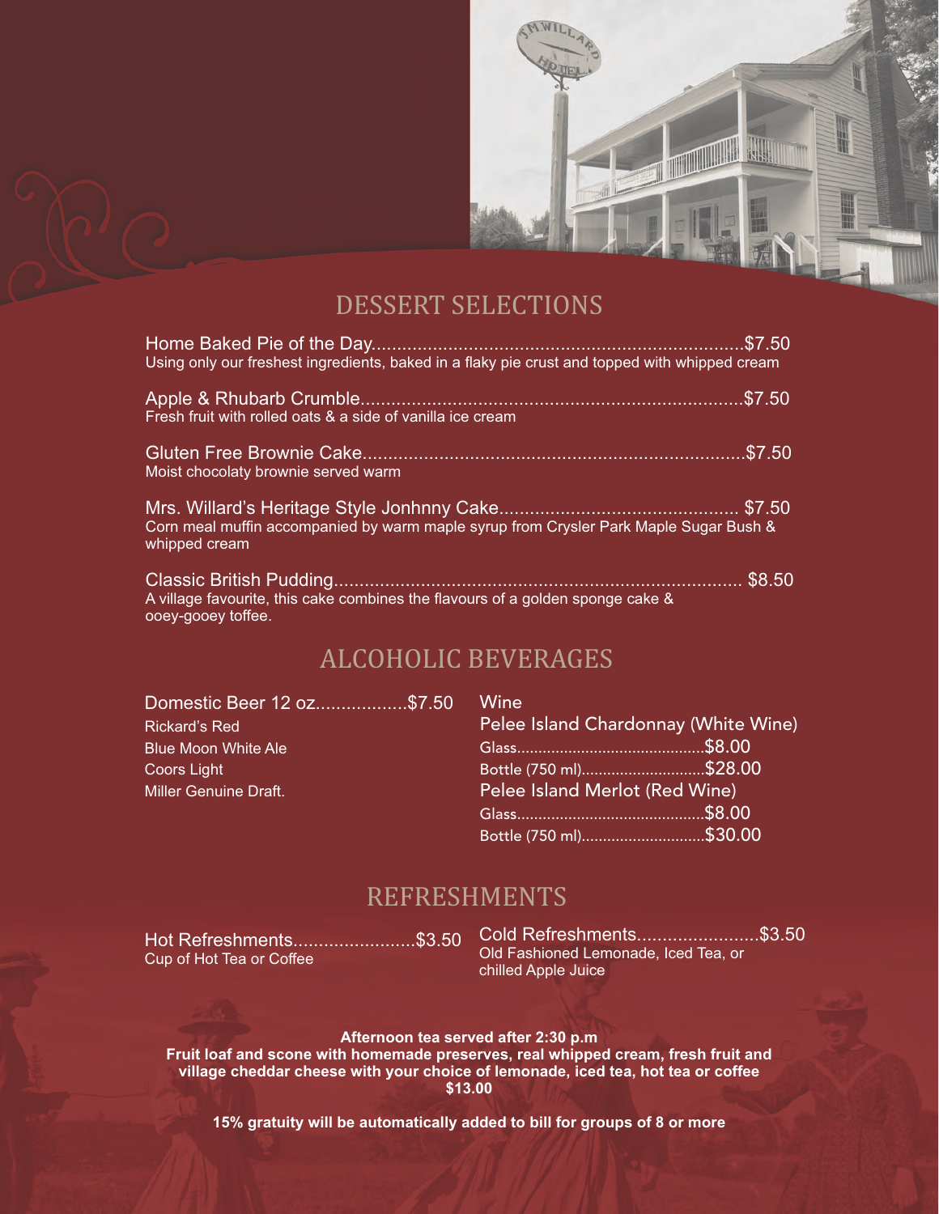## DESSERT SELECTIONS

Home Baked Pie of the Day........................................................................$7.50
Using only our freshest ingredients, baked in a flaky pie crust and topped with whipped cream

Apple & Rhubarb Crumble..........................................................................$7.50
Fresh fruit with rolled oats & a side of vanilla ice cream

Gluten Free Brownie Cake...........................................................................$7.50
Moist chocolaty brownie served warm

Mrs. Willard's Heritage Style Jonhnny Cake.............................................. $7.50
Corn meal muffin accompanied by warm maple syrup from Crysler Park Maple Sugar Bush & whipped cream

Classic British Pudding............................................................................... $8.50
A village favourite, this cake combines the flavours of a golden sponge cake & ooey-gooey toffee.

## ALCOHOLIC BEVERAGES

Domestic Beer 12 oz..................$7.50
Rickard's Red
Blue Moon White Ale
Coors Light
Miller Genuine Draft.

Wine
Pelee Island Chardonnay (White Wine)
Glass...........................................$8.00
Bottle (750 ml)............................$28.00
Pelee Island Merlot (Red Wine)
Glass...........................................$8.00
Bottle (750 ml)............................$30.00

## REFRESHMENTS

Hot Refreshments........................$3.50
Cup of Hot Tea or Coffee

Cold Refreshments........................$3.50
Old Fashioned Lemonade, Iced Tea, or chilled Apple Juice

**Afternoon tea served after 2:30 p.m**
**Fruit loaf and scone with homemade preserves, real whipped cream, fresh fruit and village cheddar cheese with your choice of lemonade, iced tea, hot tea or coffee**
**$13.00**

**15% gratuity will be automatically added to bill for groups of 8 or more**